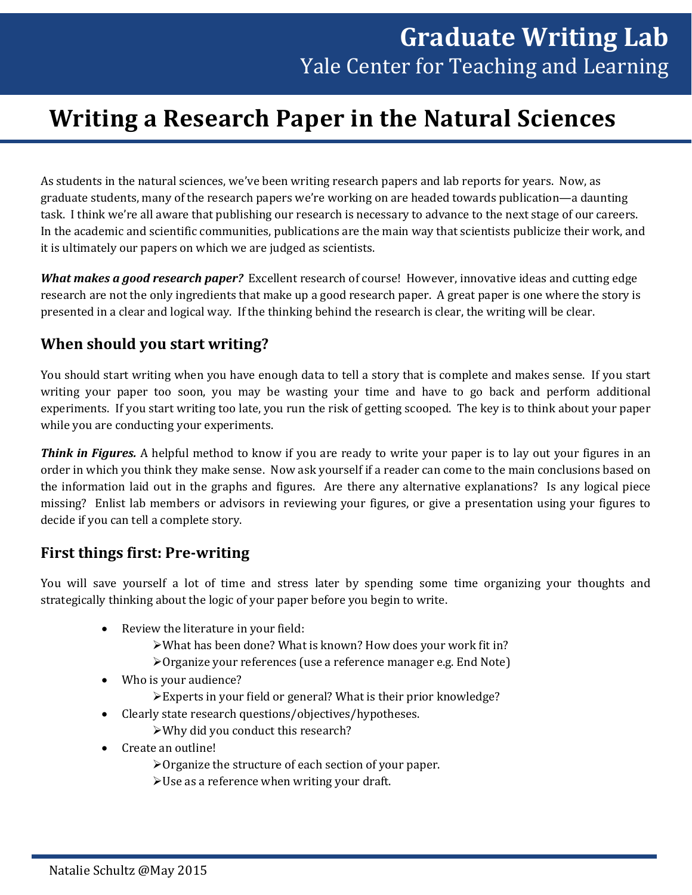# Graduate Writing Lab

Yale Center for Teaching and Learning

# Writing a Research Paper in the Natural Sciences

As students in the natural sciences, we've been writing research papers and lab reports for years. Now, as graduate students, many of the research papers we're working on are headed towards publication—a daunting task. I think we're all aware that publishing our research is necessary to advance to the next stage of our careers. In the academic and scientific communities, publications are the main way that scientists publicize their work, and it is ultimately our papers on which we are judged as scientists.

***What makes a good research paper?*** Excellent research of course! However, innovative ideas and cutting edge research are not the only ingredients that make up a good research paper. A great paper is one where the story is presented in a clear and logical way. If the thinking behind the research is clear, the writing will be clear.

## When should you start writing?

You should start writing when you have enough data to tell a story that is complete and makes sense. If you start writing your paper too soon, you may be wasting your time and have to go back and perform additional experiments. If you start writing too late, you run the risk of getting scooped. The key is to think about your paper while you are conducting your experiments.

***Think in Figures.*** A helpful method to know if you are ready to write your paper is to lay out your figures in an order in which you think they make sense. Now ask yourself if a reader can come to the main conclusions based on the information laid out in the graphs and figures. Are there any alternative explanations? Is any logical piece missing? Enlist lab members or advisors in reviewing your figures, or give a presentation using your figures to decide if you can tell a complete story.

## First things first: Pre-writing

You will save yourself a lot of time and stress later by spending some time organizing your thoughts and strategically thinking about the logic of your paper before you begin to write.

- Review the literature in your field:
    - What has been done? What is known? How does your work fit in?
    - Organize your references (use a reference manager e.g. End Note)
- Who is your audience?
    - Experts in your field or general? What is their prior knowledge?
- Clearly state research questions/objectives/hypotheses.
    - Why did you conduct this research?
- Create an outline!
    - Organize the structure of each section of your paper.
    - Use as a reference when writing your draft.

Natalie Schultz @May 2015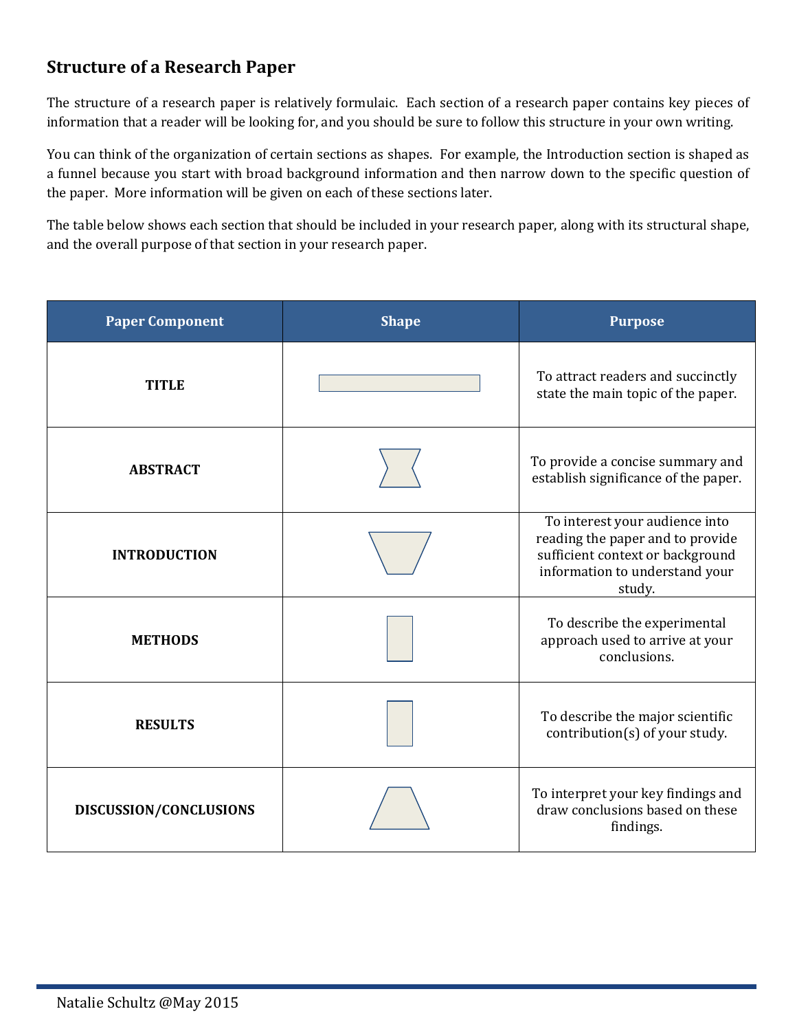## Structure of a Research Paper

The structure of a research paper is relatively formulaic. Each section of a research paper contains key pieces of information that a reader will be looking for, and you should be sure to follow this structure in your own writing.

You can think of the organization of certain sections as shapes. For example, the Introduction section is shaped as a funnel because you start with broad background information and then narrow down to the specific question of the paper. More information will be given on each of these sections later.

The table below shows each section that should be included in your research paper, along with its structural shape, and the overall purpose of that section in your research paper.

| Paper Component | Shape | Purpose |
| --- | --- | --- |
| **TITLE** | | To attract readers and succinctly state the main topic of the paper. |
| **ABSTRACT** | | To provide a concise summary and establish significance of the paper. |
| **INTRODUCTION** | | To interest your audience into reading the paper and to provide sufficient context or background information to understand your study. |
| **METHODS** | | To describe the experimental approach used to arrive at your conclusions. |
| **RESULTS** | | To describe the major scientific contribution(s) of your study. |
| **DISCUSSION/CONCLUSIONS** | | To interpret your key findings and draw conclusions based on these findings. |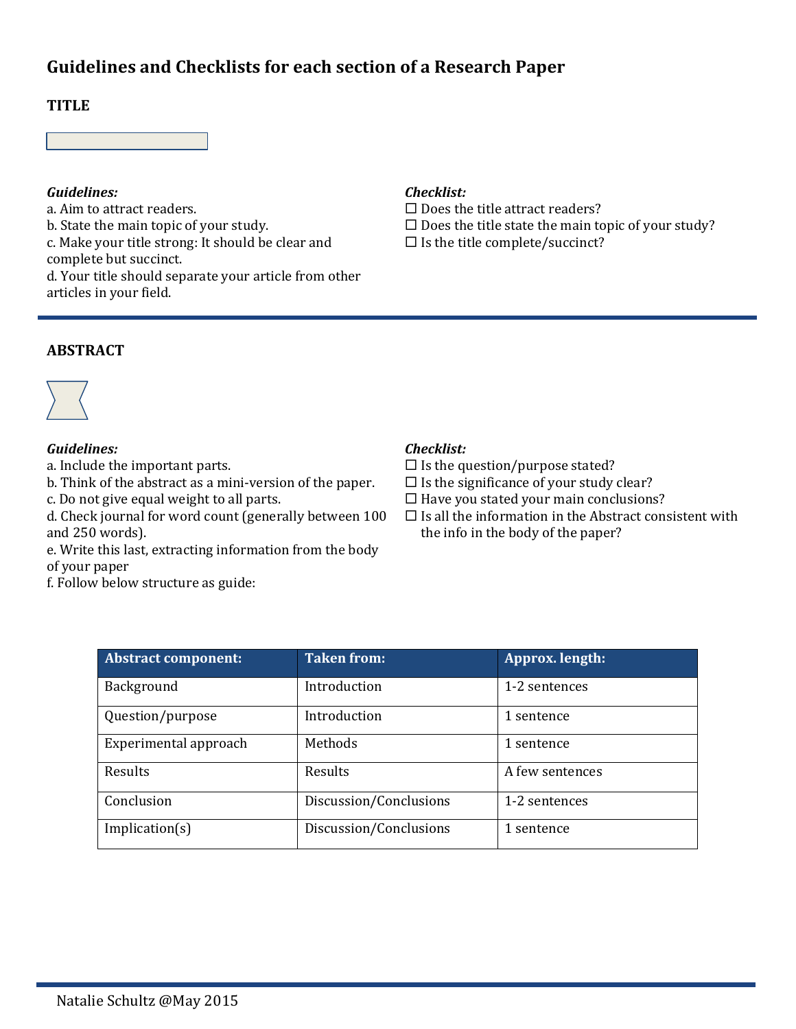# Guidelines and Checklists for each section of a Research Paper

## TITLE

***Guidelines:***

a. Aim to attract readers.
b. State the main topic of your study.
c. Make your title strong: It should be clear and complete but succinct.
d. Your title should separate your article from other articles in your field.

***Checklist:***

☐ Does the title attract readers?
☐ Does the title state the main topic of your study?
☐ Is the title complete/succinct?

## ABSTRACT

***Guidelines:***

a. Include the important parts.
b. Think of the abstract as a mini-version of the paper.
c. Do not give equal weight to all parts.
d. Check journal for word count (generally between 100 and 250 words).
e. Write this last, extracting information from the body of your paper
f. Follow below structure as guide:

***Checklist:***

☐ Is the question/purpose stated?
☐ Is the significance of your study clear?
☐ Have you stated your main conclusions?
☐ Is all the information in the Abstract consistent with the info in the body of the paper?

| Abstract component: | Taken from: | Approx. length: |
|---|---|---|
| Background | Introduction | 1-2 sentences |
| Question/purpose | Introduction | 1 sentence |
| Experimental approach | Methods | 1 sentence |
| Results | Results | A few sentences |
| Conclusion | Discussion/Conclusions | 1-2 sentences |
| Implication(s) | Discussion/Conclusions | 1 sentence |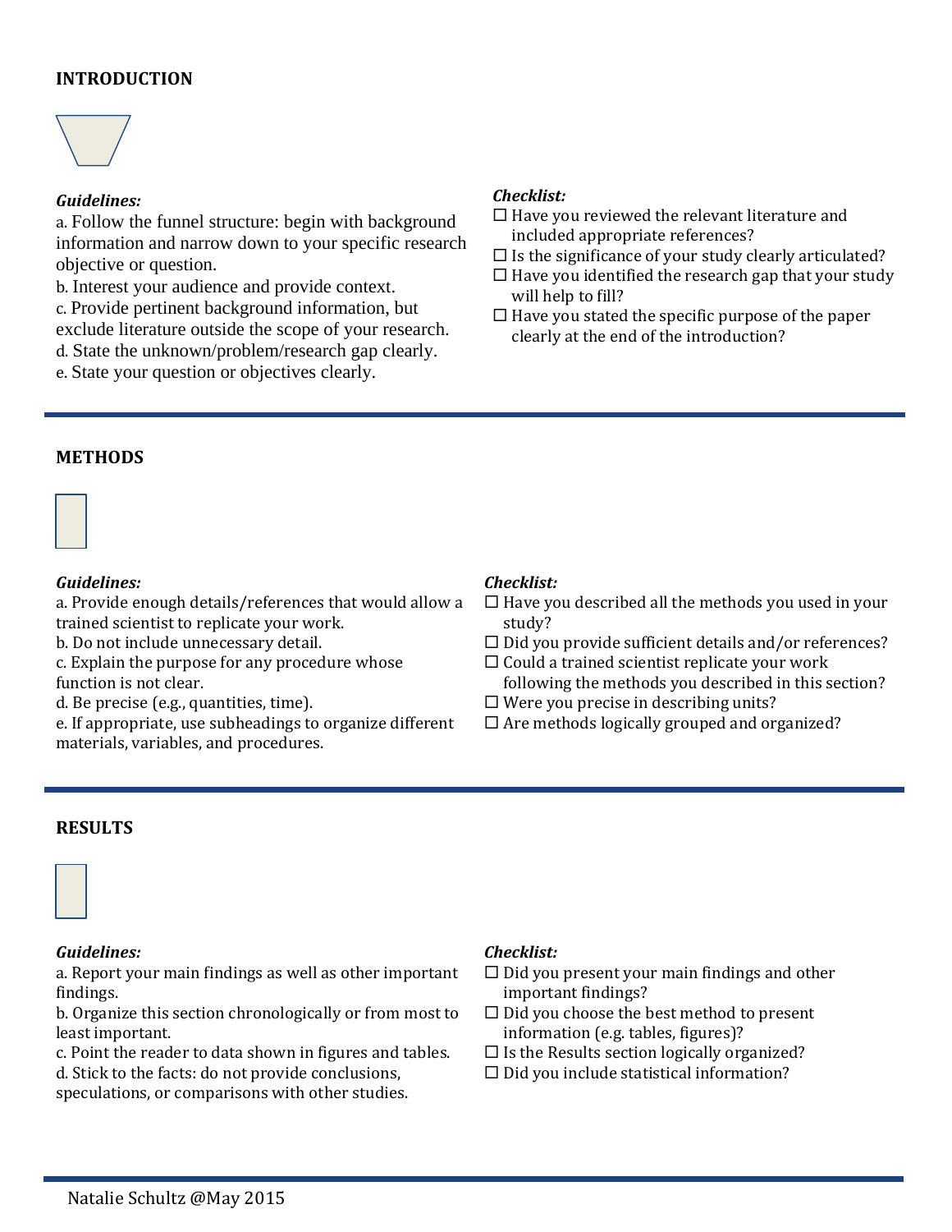## INTRODUCTION

***Guidelines:***

a. Follow the funnel structure: begin with background information and narrow down to your specific research objective or question.
b. Interest your audience and provide context.
c. Provide pertinent background information, but exclude literature outside the scope of your research.
d. State the unknown/problem/research gap clearly.
e. State your question or objectives clearly.

***Checklist:***

☐ Have you reviewed the relevant literature and included appropriate references?
☐ Is the significance of your study clearly articulated?
☐ Have you identified the research gap that your study will help to fill?
☐ Have you stated the specific purpose of the paper clearly at the end of the introduction?

## METHODS

***Guidelines:***

a. Provide enough details/references that would allow a trained scientist to replicate your work.
b. Do not include unnecessary detail.
c. Explain the purpose for any procedure whose function is not clear.
d. Be precise (e.g., quantities, time).
e. If appropriate, use subheadings to organize different materials, variables, and procedures.

***Checklist:***

☐ Have you described all the methods you used in your study?
☐ Did you provide sufficient details and/or references?
☐ Could a trained scientist replicate your work following the methods you described in this section?
☐ Were you precise in describing units?
☐ Are methods logically grouped and organized?

## RESULTS

***Guidelines:***

a. Report your main findings as well as other important findings.
b. Organize this section chronologically or from most to least important.
c. Point the reader to data shown in figures and tables.
d. Stick to the facts: do not provide conclusions, speculations, or comparisons with other studies.

***Checklist:***

☐ Did you present your main findings and other important findings?
☐ Did you choose the best method to present information (e.g. tables, figures)?
☐ Is the Results section logically organized?
☐ Did you include statistical information?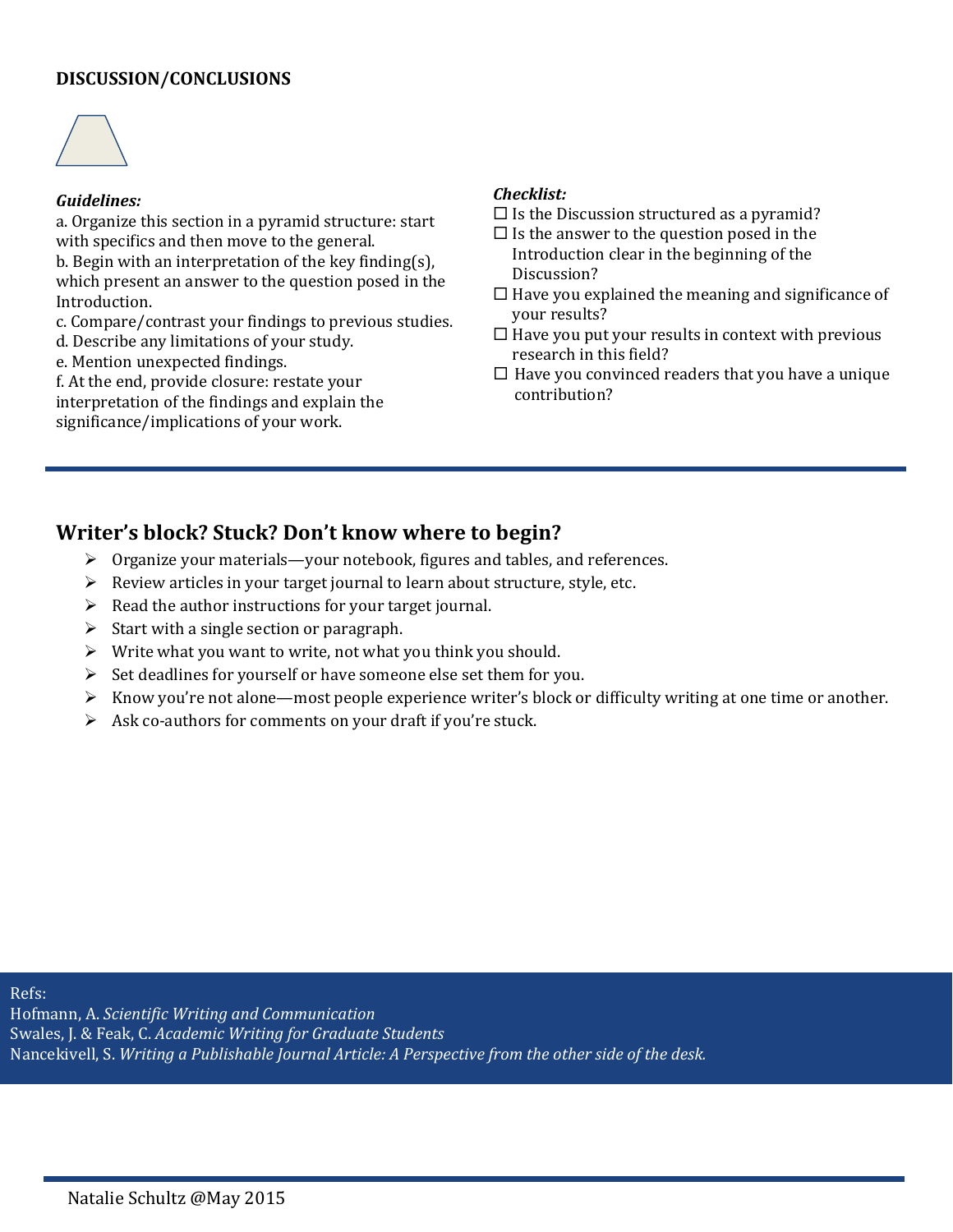## DISCUSSION/CONCLUSIONS

***Guidelines:***

a. Organize this section in a pyramid structure: start with specifics and then move to the general.
b. Begin with an interpretation of the key finding(s), which present an answer to the question posed in the Introduction.
c. Compare/contrast your findings to previous studies.
d. Describe any limitations of your study.
e. Mention unexpected findings.
f. At the end, provide closure: restate your interpretation of the findings and explain the significance/implications of your work.

***Checklist:***

- ☐ Is the Discussion structured as a pyramid?
- ☐ Is the answer to the question posed in the Introduction clear in the beginning of the Discussion?
- ☐ Have you explained the meaning and significance of your results?
- ☐ Have you put your results in context with previous research in this field?
- ☐ Have you convinced readers that you have a unique contribution?

## Writer's block? Stuck? Don't know where to begin?

- Organize your materials—your notebook, figures and tables, and references.
- Review articles in your target journal to learn about structure, style, etc.
- Read the author instructions for your target journal.
- Start with a single section or paragraph.
- Write what you want to write, not what you think you should.
- Set deadlines for yourself or have someone else set them for you.
- Know you're not alone—most people experience writer's block or difficulty writing at one time or another.
- Ask co-authors for comments on your draft if you're stuck.

Refs:
Hofmann, A. *Scientific Writing and Communication*
Swales, J. & Feak, C. *Academic Writing for Graduate Students*
Nancekivell, S. *Writing a Publishable Journal Article: A Perspective from the other side of the desk.*

Natalie Schultz @May 2015